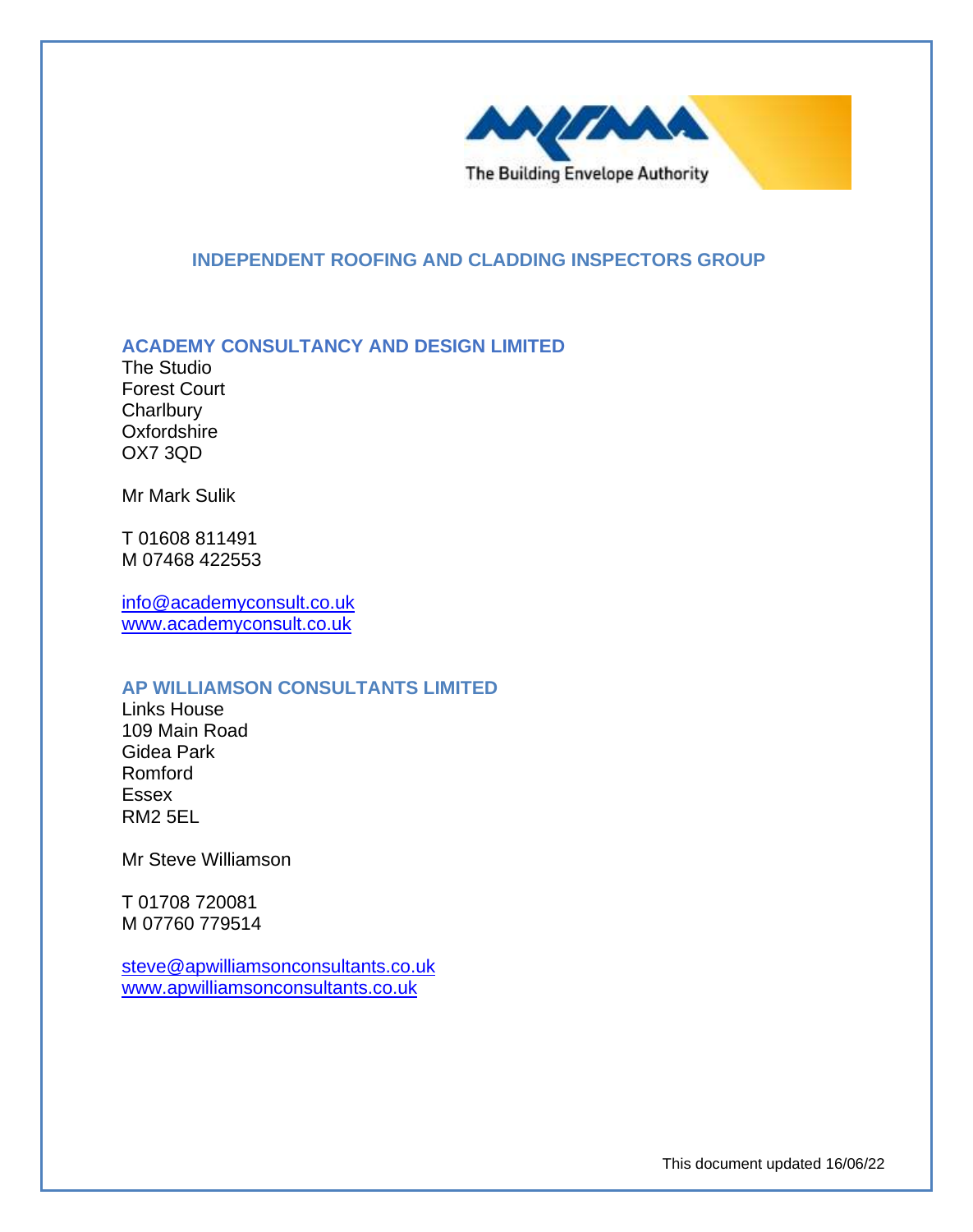The Building Envelope Authority

## INDEPENDENT ROOFING AND CLADDING INSPECTORS GROUP

### ACADEMY CONSULTANCY AND DESIGN LIMITED

The Studio
Forest Court
Charlbury
Oxfordshire
OX7 3QD

Mr Mark Sulik

T 01608 811491
M 07468 422553

info@academyconsult.co.uk
www.academyconsult.co.uk

### AP WILLIAMSON CONSULTANTS LIMITED

Links House
109 Main Road
Gidea Park
Romford
Essex
RM2 5EL

Mr Steve Williamson

T 01708 720081
M 07760 779514

steve@apwilliamsonconsultants.co.uk
www.apwilliamsonconsultants.co.uk

This document updated 16/06/22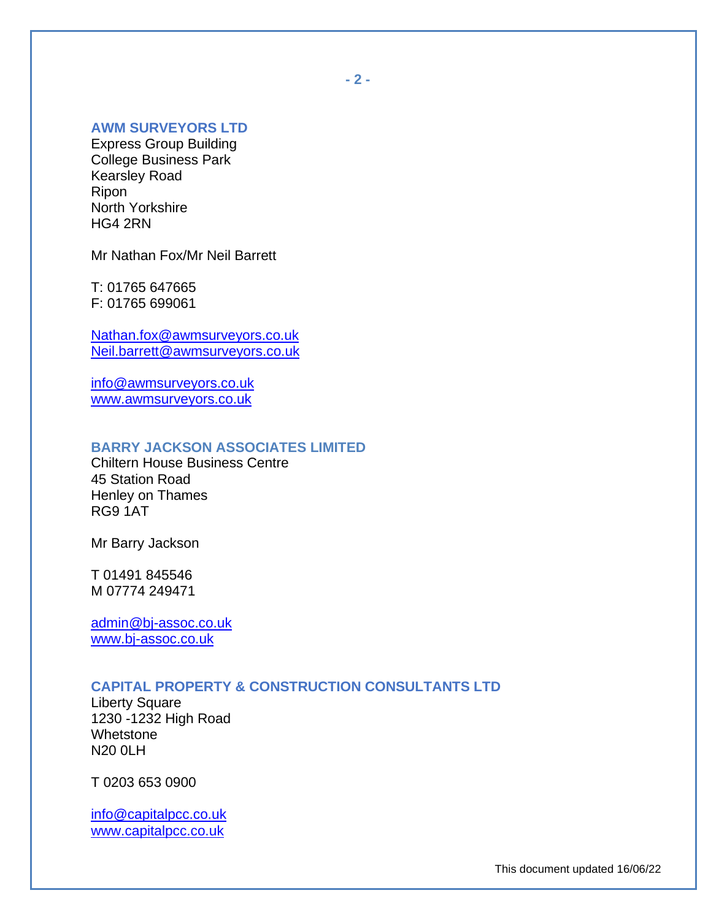## AWM SURVEYORS LTD

Express Group Building
College Business Park
Kearsley Road
Ripon
North Yorkshire
HG4 2RN

Mr Nathan Fox/Mr Neil Barrett

T: 01765 647665
F: 01765 699061

Nathan.fox@awmsurveyors.co.uk
Neil.barrett@awmsurveyors.co.uk

info@awmsurveyors.co.uk
www.awmsurveyors.co.uk

## BARRY JACKSON ASSOCIATES LIMITED

Chiltern House Business Centre
45 Station Road
Henley on Thames
RG9 1AT

Mr Barry Jackson

T 01491 845546
M 07774 249471

admin@bj-assoc.co.uk
www.bj-assoc.co.uk

## CAPITAL PROPERTY & CONSTRUCTION CONSULTANTS LTD

Liberty Square
1230 -1232 High Road
Whetstone
N20 0LH

T 0203 653 0900

info@capitalpcc.co.uk
www.capitalpcc.co.uk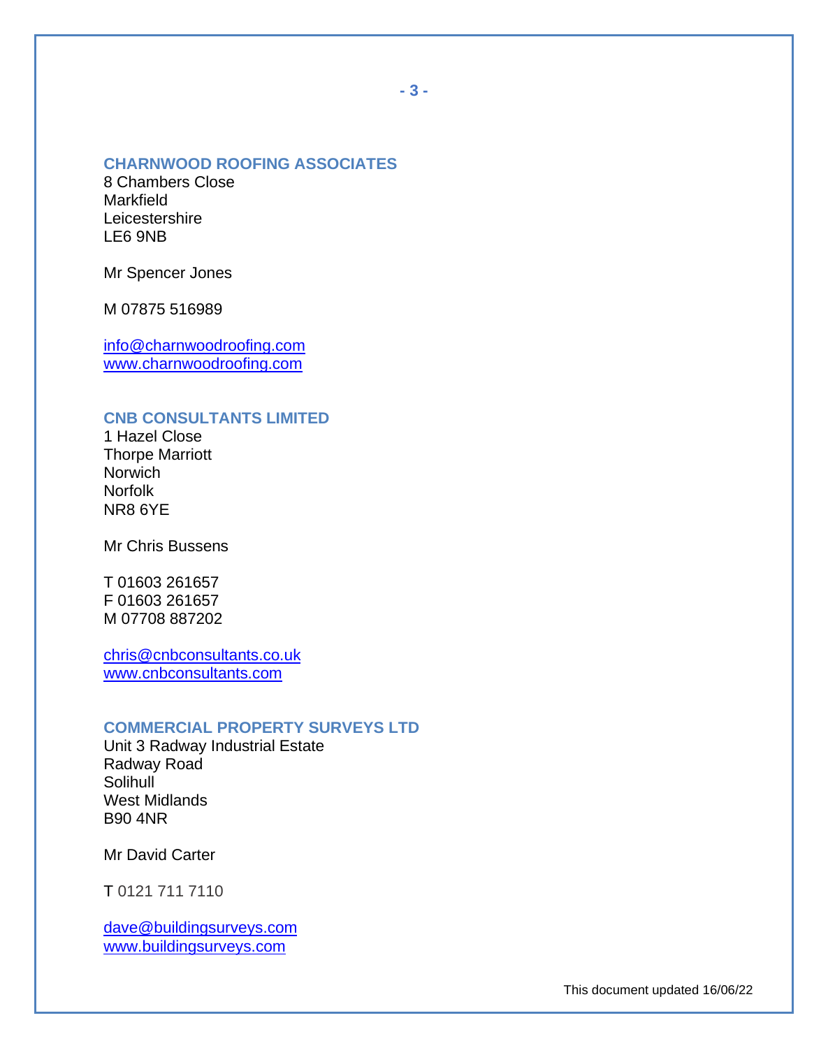### CHARNWOOD ROOFING ASSOCIATES

8 Chambers Close
Markfield
Leicestershire
LE6 9NB

Mr Spencer Jones

M 07875 516989

info@charnwoodroofing.com
www.charnwoodroofing.com

### CNB CONSULTANTS LIMITED

1 Hazel Close
Thorpe Marriott
Norwich
Norfolk
NR8 6YE

Mr Chris Bussens

T 01603 261657
F 01603 261657
M 07708 887202

chris@cnbconsultants.co.uk
www.cnbconsultants.com

### COMMERCIAL PROPERTY SURVEYS LTD

Unit 3 Radway Industrial Estate
Radway Road
Solihull
West Midlands
B90 4NR

Mr David Carter

T 0121 711 7110

dave@buildingsurveys.com
www.buildingsurveys.com

This document updated 16/06/22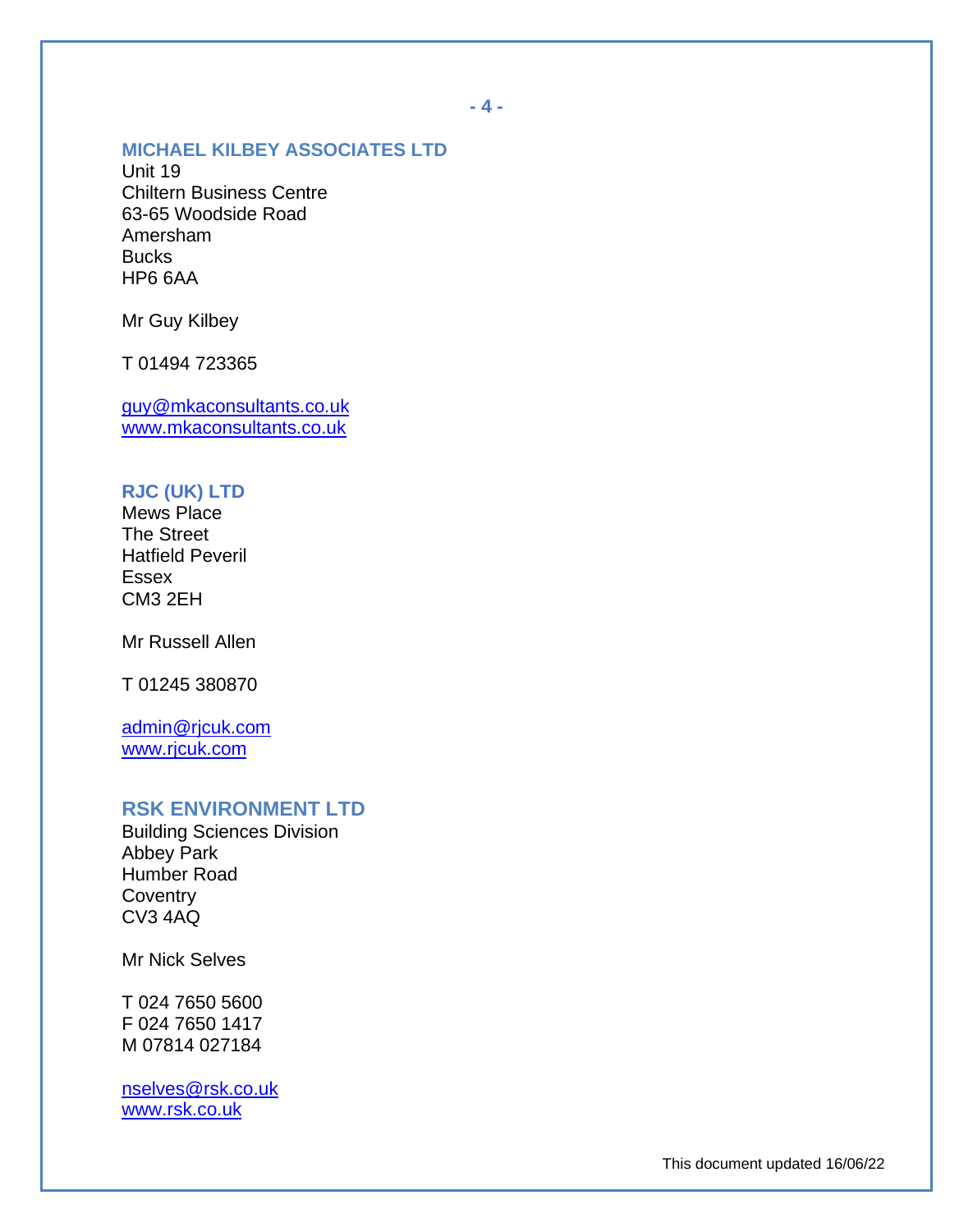## MICHAEL KILBEY ASSOCIATES LTD

Unit 19
Chiltern Business Centre
63-65 Woodside Road
Amersham
Bucks
HP6 6AA

Mr Guy Kilbey

T 01494 723365

guy@mkaconsultants.co.uk
www.mkaconsultants.co.uk

## RJC (UK) LTD

Mews Place
The Street
Hatfield Peveril
Essex
CM3 2EH

Mr Russell Allen

T 01245 380870

admin@rjcuk.com
www.rjcuk.com

## RSK ENVIRONMENT LTD

Building Sciences Division
Abbey Park
Humber Road
Coventry
CV3 4AQ

Mr Nick Selves

T 024 7650 5600
F 024 7650 1417
M 07814 027184

nselves@rsk.co.uk
www.rsk.co.uk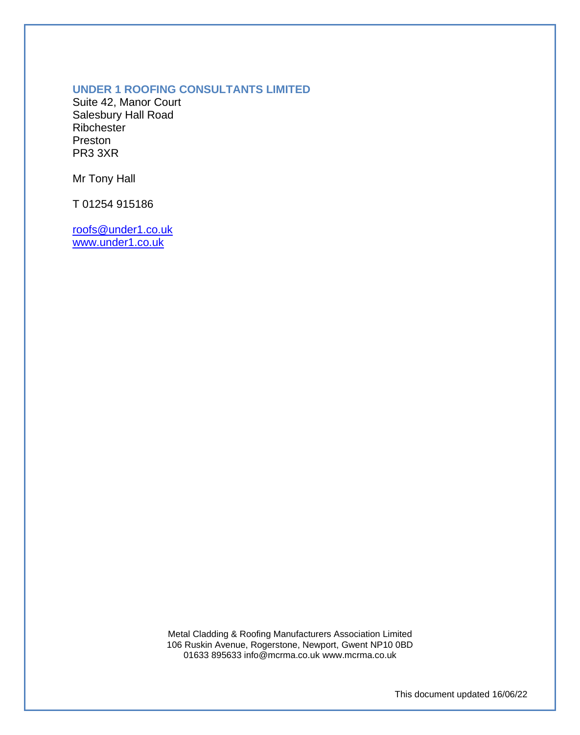**UNDER 1 ROOFING CONSULTANTS LIMITED**

Suite 42, Manor Court
Salesbury Hall Road
Ribchester
Preston
PR3 3XR

Mr Tony Hall

T 01254 915186

roofs@under1.co.uk
www.under1.co.uk

Metal Cladding & Roofing Manufacturers Association Limited
106 Ruskin Avenue, Rogerstone, Newport, Gwent NP10 0BD
01633 895633 info@mcrma.co.uk www.mcrma.co.uk

This document updated 16/06/22